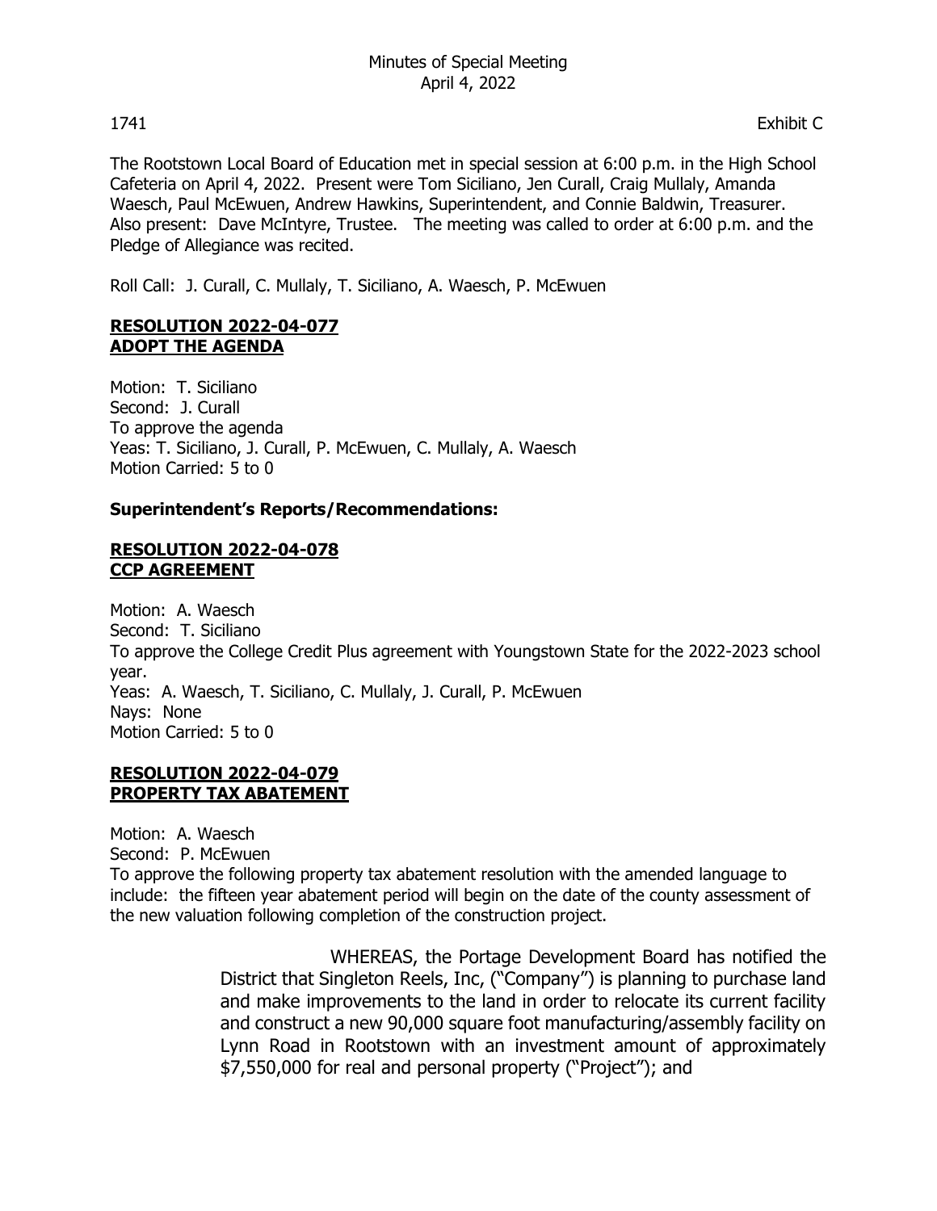Minutes of Special Meeting
April 4, 2022

1741 Exhibit C

The Rootstown Local Board of Education met in special session at 6:00 p.m. in the High School Cafeteria on April 4, 2022. Present were Tom Siciliano, Jen Curall, Craig Mullaly, Amanda Waesch, Paul McEwuen, Andrew Hawkins, Superintendent, and Connie Baldwin, Treasurer. Also present: Dave McIntyre, Trustee. The meeting was called to order at 6:00 p.m. and the Pledge of Allegiance was recited.

Roll Call: J. Curall, C. Mullaly, T. Siciliano, A. Waesch, P. McEwuen

**RESOLUTION 2022-04-077**
**ADOPT THE AGENDA**

Motion: T. Siciliano
Second: J. Curall
To approve the agenda
Yeas: T. Siciliano, J. Curall, P. McEwuen, C. Mullaly, A. Waesch
Motion Carried: 5 to 0

**Superintendent's Reports/Recommendations:**

**RESOLUTION 2022-04-078**
**CCP AGREEMENT**

Motion: A. Waesch
Second: T. Siciliano
To approve the College Credit Plus agreement with Youngstown State for the 2022-2023 school year.
Yeas: A. Waesch, T. Siciliano, C. Mullaly, J. Curall, P. McEwuen
Nays: None
Motion Carried: 5 to 0

**RESOLUTION 2022-04-079**
**PROPERTY TAX ABATEMENT**

Motion: A. Waesch
Second: P. McEwuen
To approve the following property tax abatement resolution with the amended language to include: the fifteen year abatement period will begin on the date of the county assessment of the new valuation following completion of the construction project.

> WHEREAS, the Portage Development Board has notified the District that Singleton Reels, Inc, ("Company") is planning to purchase land and make improvements to the land in order to relocate its current facility and construct a new 90,000 square foot manufacturing/assembly facility on Lynn Road in Rootstown with an investment amount of approximately $7,550,000 for real and personal property ("Project"); and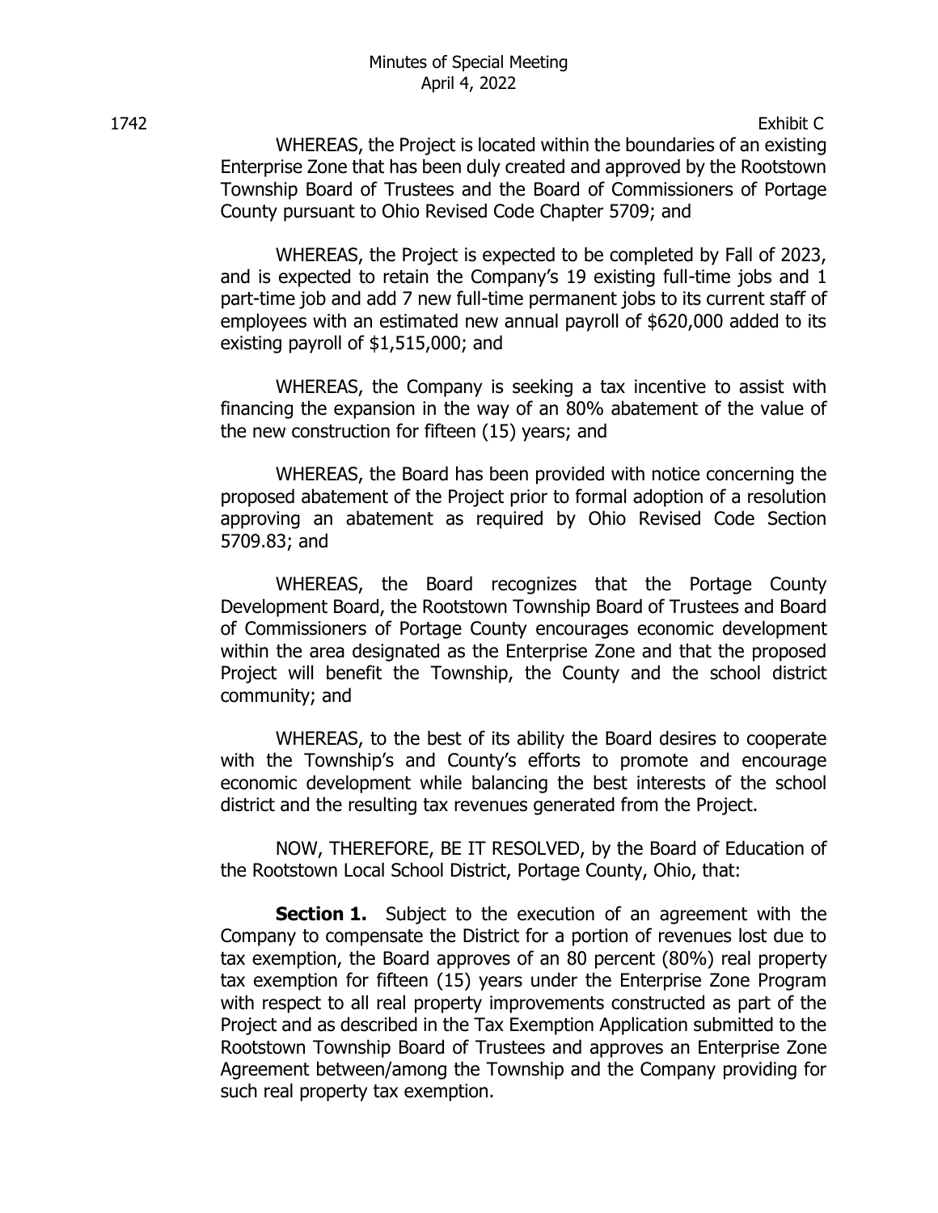Exhibit C

WHEREAS, the Project is located within the boundaries of an existing Enterprise Zone that has been duly created and approved by the Rootstown Township Board of Trustees and the Board of Commissioners of Portage County pursuant to Ohio Revised Code Chapter 5709; and

WHEREAS, the Project is expected to be completed by Fall of 2023, and is expected to retain the Company's 19 existing full-time jobs and 1 part-time job and add 7 new full-time permanent jobs to its current staff of employees with an estimated new annual payroll of $620,000 added to its existing payroll of $1,515,000; and

WHEREAS, the Company is seeking a tax incentive to assist with financing the expansion in the way of an 80% abatement of the value of the new construction for fifteen (15) years; and

WHEREAS, the Board has been provided with notice concerning the proposed abatement of the Project prior to formal adoption of a resolution approving an abatement as required by Ohio Revised Code Section 5709.83; and

WHEREAS, the Board recognizes that the Portage County Development Board, the Rootstown Township Board of Trustees and Board of Commissioners of Portage County encourages economic development within the area designated as the Enterprise Zone and that the proposed Project will benefit the Township, the County and the school district community; and

WHEREAS, to the best of its ability the Board desires to cooperate with the Township's and County's efforts to promote and encourage economic development while balancing the best interests of the school district and the resulting tax revenues generated from the Project.

NOW, THEREFORE, BE IT RESOLVED, by the Board of Education of the Rootstown Local School District, Portage County, Ohio, that:

**Section 1.** Subject to the execution of an agreement with the Company to compensate the District for a portion of revenues lost due to tax exemption, the Board approves of an 80 percent (80%) real property tax exemption for fifteen (15) years under the Enterprise Zone Program with respect to all real property improvements constructed as part of the Project and as described in the Tax Exemption Application submitted to the Rootstown Township Board of Trustees and approves an Enterprise Zone Agreement between/among the Township and the Company providing for such real property tax exemption.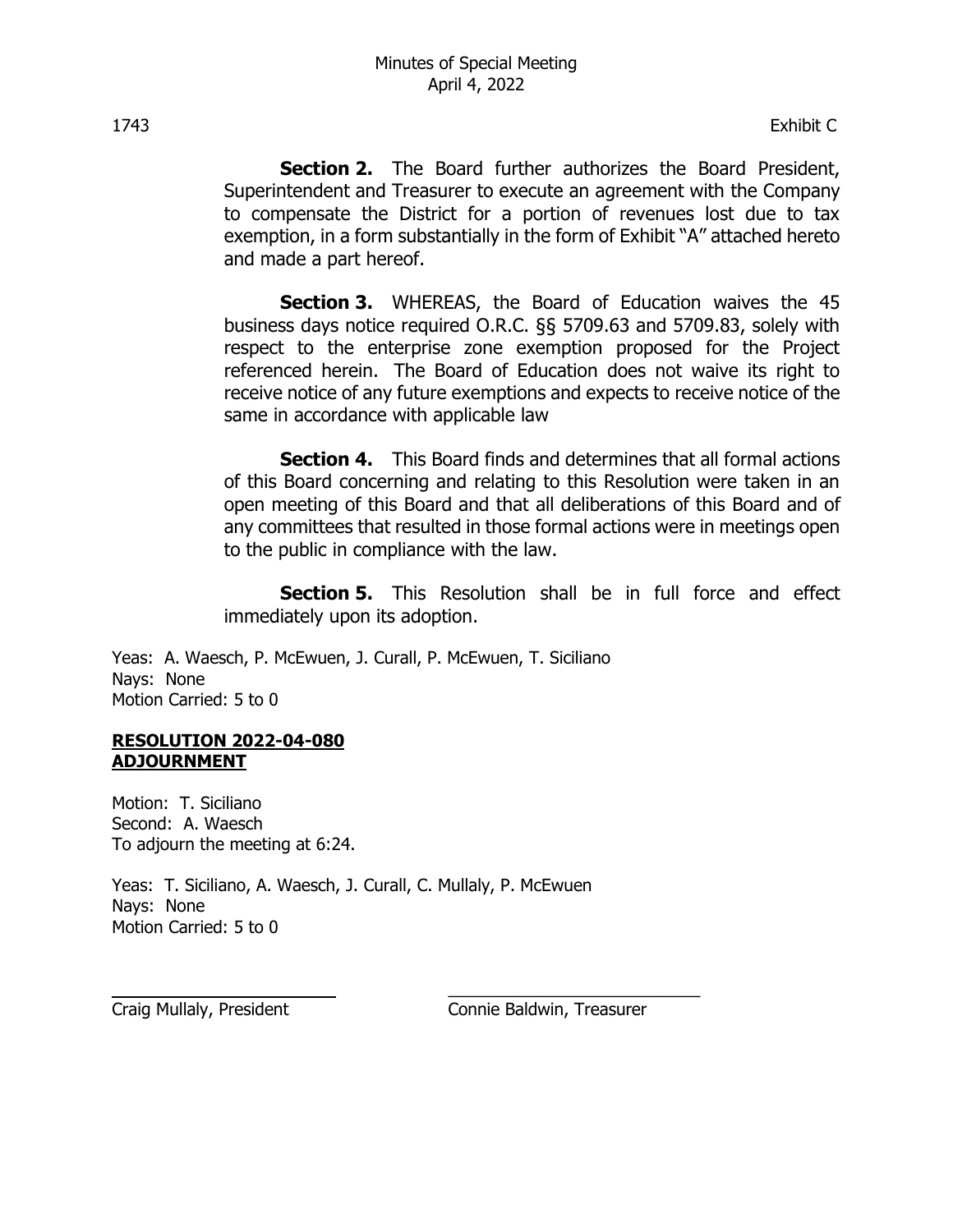**Section 2.** The Board further authorizes the Board President, Superintendent and Treasurer to execute an agreement with the Company to compensate the District for a portion of revenues lost due to tax exemption, in a form substantially in the form of Exhibit "A" attached hereto and made a part hereof.

**Section 3.** WHEREAS, the Board of Education waives the 45 business days notice required O.R.C. §§ 5709.63 and 5709.83, solely with respect to the enterprise zone exemption proposed for the Project referenced herein. The Board of Education does not waive its right to receive notice of any future exemptions and expects to receive notice of the same in accordance with applicable law

**Section 4.** This Board finds and determines that all formal actions of this Board concerning and relating to this Resolution were taken in an open meeting of this Board and that all deliberations of this Board and of any committees that resulted in those formal actions were in meetings open to the public in compliance with the law.

**Section 5.** This Resolution shall be in full force and effect immediately upon its adoption.

Yeas: A. Waesch, P. McEwuen, J. Curall, P. McEwuen, T. Siciliano
Nays: None
Motion Carried: 5 to 0

**RESOLUTION 2022-04-080**
**ADJOURNMENT**

Motion: T. Siciliano
Second: A. Waesch
To adjourn the meeting at 6:24.

Yeas: T. Siciliano, A. Waesch, J. Curall, C. Mullaly, P. McEwuen
Nays: None
Motion Carried: 5 to 0

Craig Mullaly, President

Connie Baldwin, Treasurer